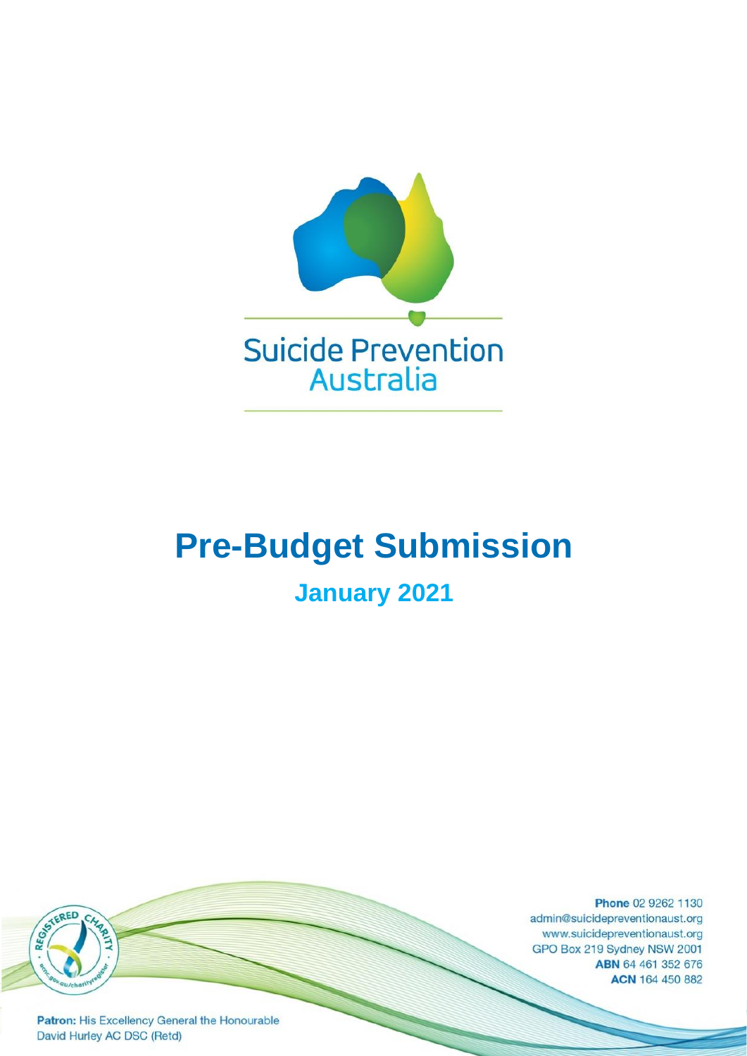Suicide Prevention Australia

# Pre-Budget Submission

## January 2021

**Phone** 02 9262 1130
admin@suicidepreventionaust.org
www.suicidepreventionaust.org
GPO Box 219 Sydney NSW 2001
**ABN** 64 461 352 676
**ACN** 164 450 882

**Patron:** His Excellency General the Honourable David Hurley AC DSC (Retd)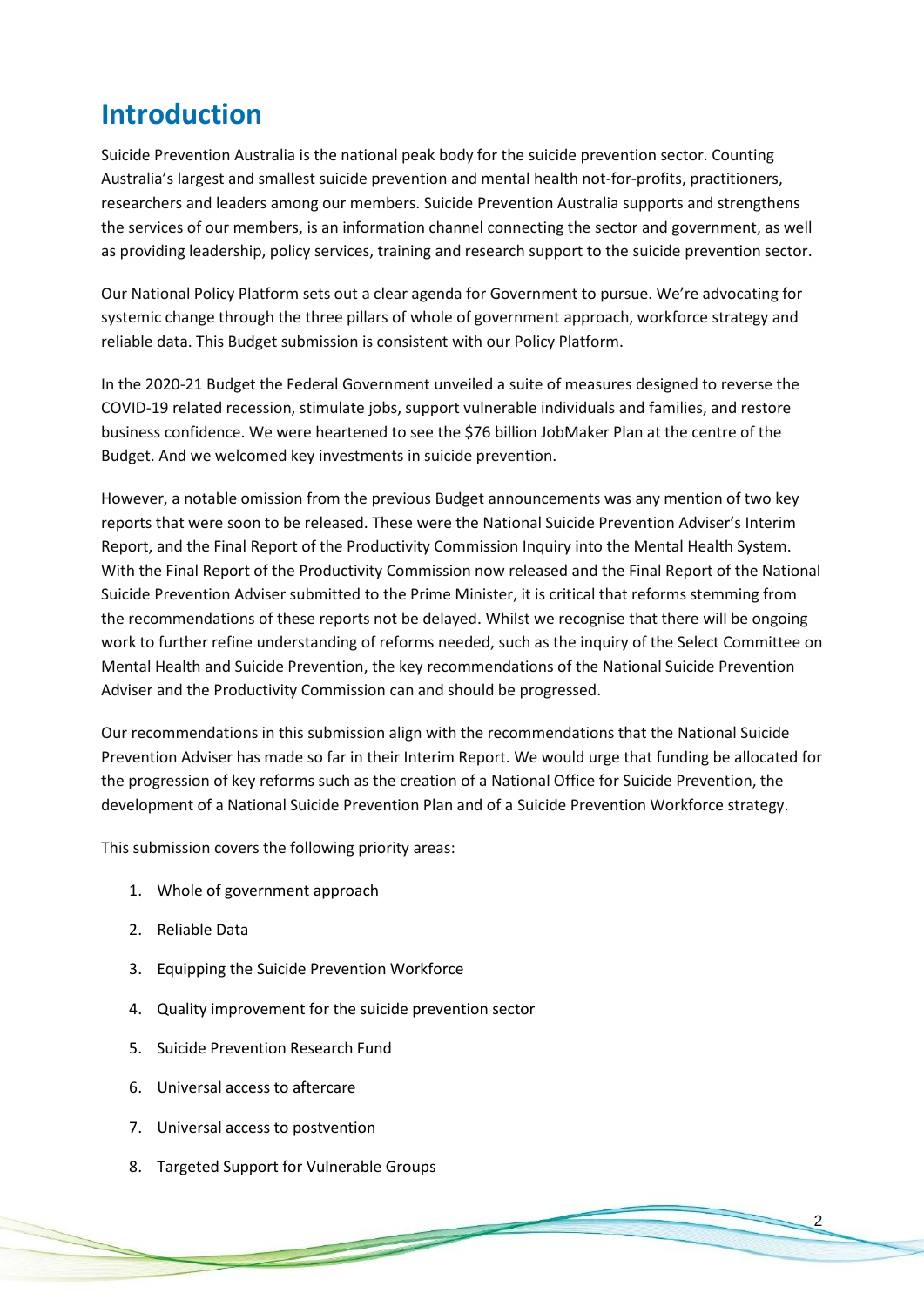# Introduction

Suicide Prevention Australia is the national peak body for the suicide prevention sector. Counting Australia's largest and smallest suicide prevention and mental health not-for-profits, practitioners, researchers and leaders among our members. Suicide Prevention Australia supports and strengthens the services of our members, is an information channel connecting the sector and government, as well as providing leadership, policy services, training and research support to the suicide prevention sector.

Our National Policy Platform sets out a clear agenda for Government to pursue. We're advocating for systemic change through the three pillars of whole of government approach, workforce strategy and reliable data. This Budget submission is consistent with our Policy Platform.

In the 2020-21 Budget the Federal Government unveiled a suite of measures designed to reverse the COVID-19 related recession, stimulate jobs, support vulnerable individuals and families, and restore business confidence. We were heartened to see the $76 billion JobMaker Plan at the centre of the Budget. And we welcomed key investments in suicide prevention.

However, a notable omission from the previous Budget announcements was any mention of two key reports that were soon to be released. These were the National Suicide Prevention Adviser's Interim Report, and the Final Report of the Productivity Commission Inquiry into the Mental Health System. With the Final Report of the Productivity Commission now released and the Final Report of the National Suicide Prevention Adviser submitted to the Prime Minister, it is critical that reforms stemming from the recommendations of these reports not be delayed. Whilst we recognise that there will be ongoing work to further refine understanding of reforms needed, such as the inquiry of the Select Committee on Mental Health and Suicide Prevention, the key recommendations of the National Suicide Prevention Adviser and the Productivity Commission can and should be progressed.

Our recommendations in this submission align with the recommendations that the National Suicide Prevention Adviser has made so far in their Interim Report. We would urge that funding be allocated for the progression of key reforms such as the creation of a National Office for Suicide Prevention, the development of a National Suicide Prevention Plan and of a Suicide Prevention Workforce strategy.

This submission covers the following priority areas:

1. Whole of government approach
2. Reliable Data
3. Equipping the Suicide Prevention Workforce
4. Quality improvement for the suicide prevention sector
5. Suicide Prevention Research Fund
6. Universal access to aftercare
7. Universal access to postvention
8. Targeted Support for Vulnerable Groups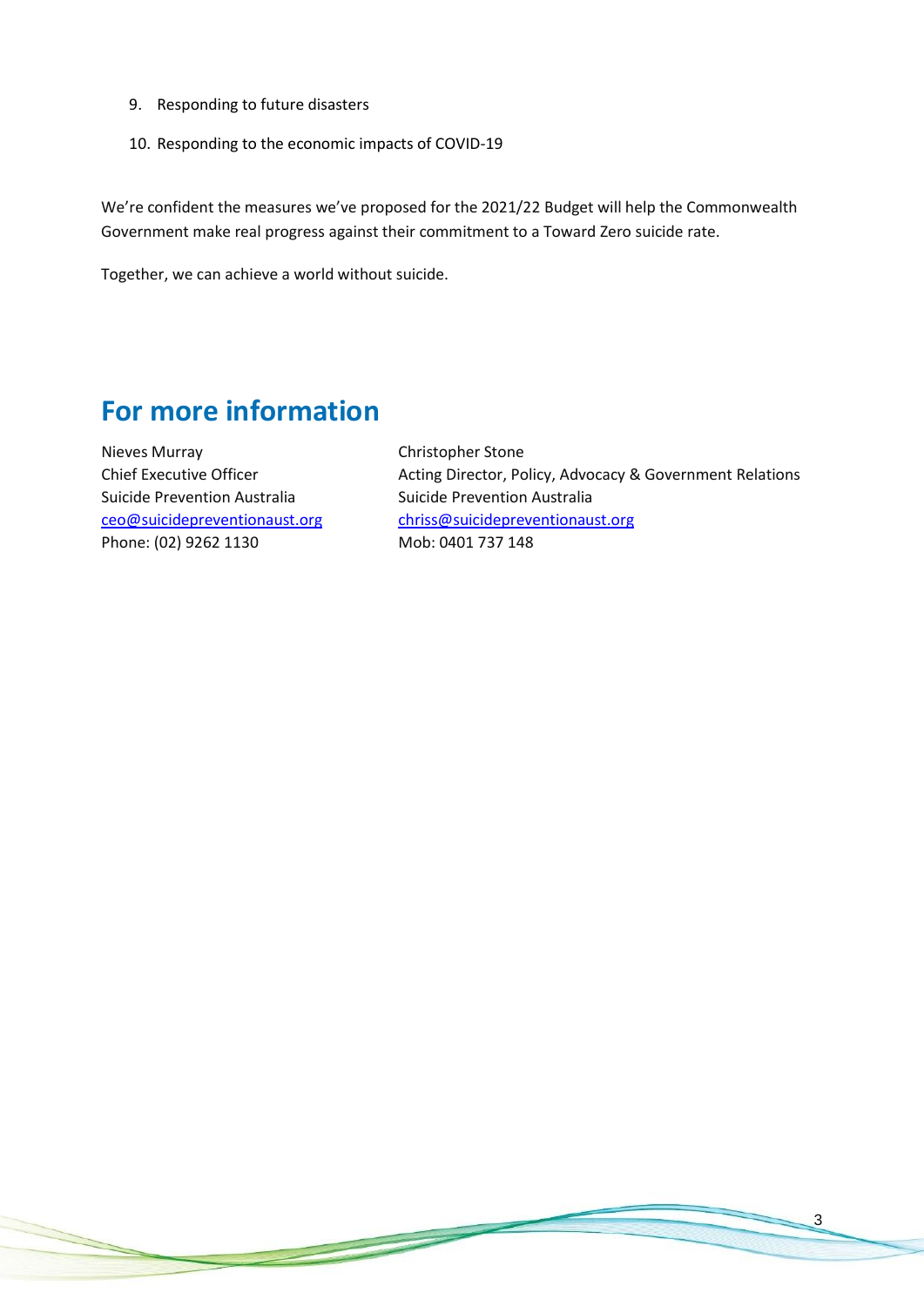9. Responding to future disasters
10. Responding to the economic impacts of COVID-19

We're confident the measures we've proposed for the 2021/22 Budget will help the Commonwealth Government make real progress against their commitment to a Toward Zero suicide rate.

Together, we can achieve a world without suicide.

## For more information

Nieves Murray
Chief Executive Officer
Suicide Prevention Australia
ceo@suicidepreventionaust.org
Phone: (02) 9262 1130

Christopher Stone
Acting Director, Policy, Advocacy & Government Relations
Suicide Prevention Australia
chriss@suicidepreventionaust.org
Mob: 0401 737 148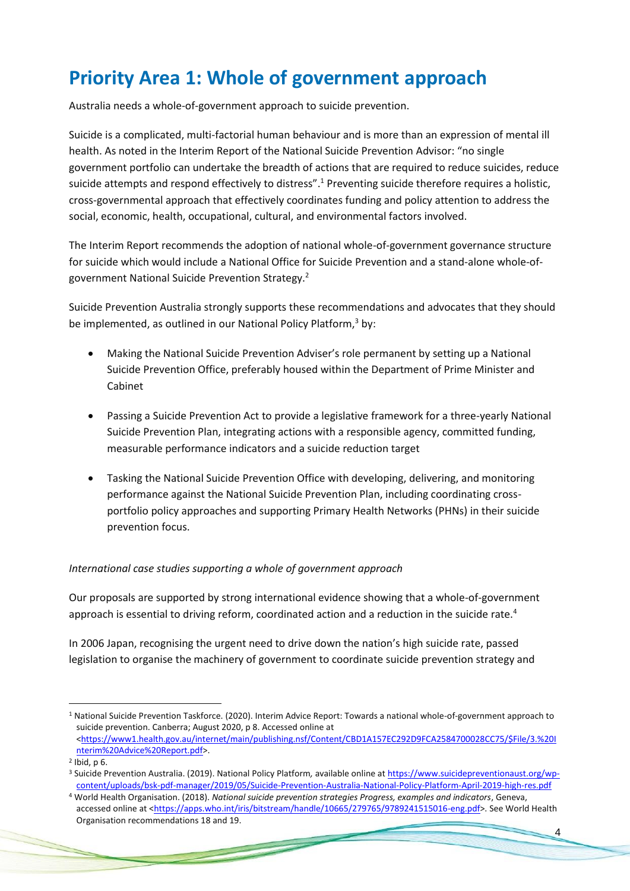# Priority Area 1: Whole of government approach

Australia needs a whole-of-government approach to suicide prevention.

Suicide is a complicated, multi-factorial human behaviour and is more than an expression of mental ill health. As noted in the Interim Report of the National Suicide Prevention Advisor: "no single government portfolio can undertake the breadth of actions that are required to reduce suicides, reduce suicide attempts and respond effectively to distress".[1] Preventing suicide therefore requires a holistic, cross-governmental approach that effectively coordinates funding and policy attention to address the social, economic, health, occupational, cultural, and environmental factors involved.

The Interim Report recommends the adoption of national whole-of-government governance structure for suicide which would include a National Office for Suicide Prevention and a stand-alone whole-of-government National Suicide Prevention Strategy.[2]

Suicide Prevention Australia strongly supports these recommendations and advocates that they should be implemented, as outlined in our National Policy Platform,[3] by:

- Making the National Suicide Prevention Adviser's role permanent by setting up a National Suicide Prevention Office, preferably housed within the Department of Prime Minister and Cabinet
- Passing a Suicide Prevention Act to provide a legislative framework for a three-yearly National Suicide Prevention Plan, integrating actions with a responsible agency, committed funding, measurable performance indicators and a suicide reduction target
- Tasking the National Suicide Prevention Office with developing, delivering, and monitoring performance against the National Suicide Prevention Plan, including coordinating cross-portfolio policy approaches and supporting Primary Health Networks (PHNs) in their suicide prevention focus.

*International case studies supporting a whole of government approach*

Our proposals are supported by strong international evidence showing that a whole-of-government approach is essential to driving reform, coordinated action and a reduction in the suicide rate.[4]

In 2006 Japan, recognising the urgent need to drive down the nation's high suicide rate, passed legislation to organise the machinery of government to coordinate suicide prevention strategy and

---

[1] National Suicide Prevention Taskforce. (2020). Interim Advice Report: Towards a national whole-of-government approach to suicide prevention. Canberra; August 2020, p 8. Accessed online at <https://www1.health.gov.au/internet/main/publishing.nsf/Content/CBD1A157EC292D9FCA2584700028CC75/$File/3.%20Interim%20Advice%20Report.pdf>.

[2] Ibid, p 6.

[3] Suicide Prevention Australia. (2019). National Policy Platform, available online at https://www.suicidepreventionaust.org/wp-content/uploads/bsk-pdf-manager/2019/05/Suicide-Prevention-Australia-National-Policy-Platform-April-2019-high-res.pdf

[4] World Health Organisation. (2018). *National suicide prevention strategies Progress, examples and indicators*, Geneva, accessed online at <https://apps.who.int/iris/bitstream/handle/10665/279765/9789241515016-eng.pdf>. See World Health Organisation recommendations 18 and 19.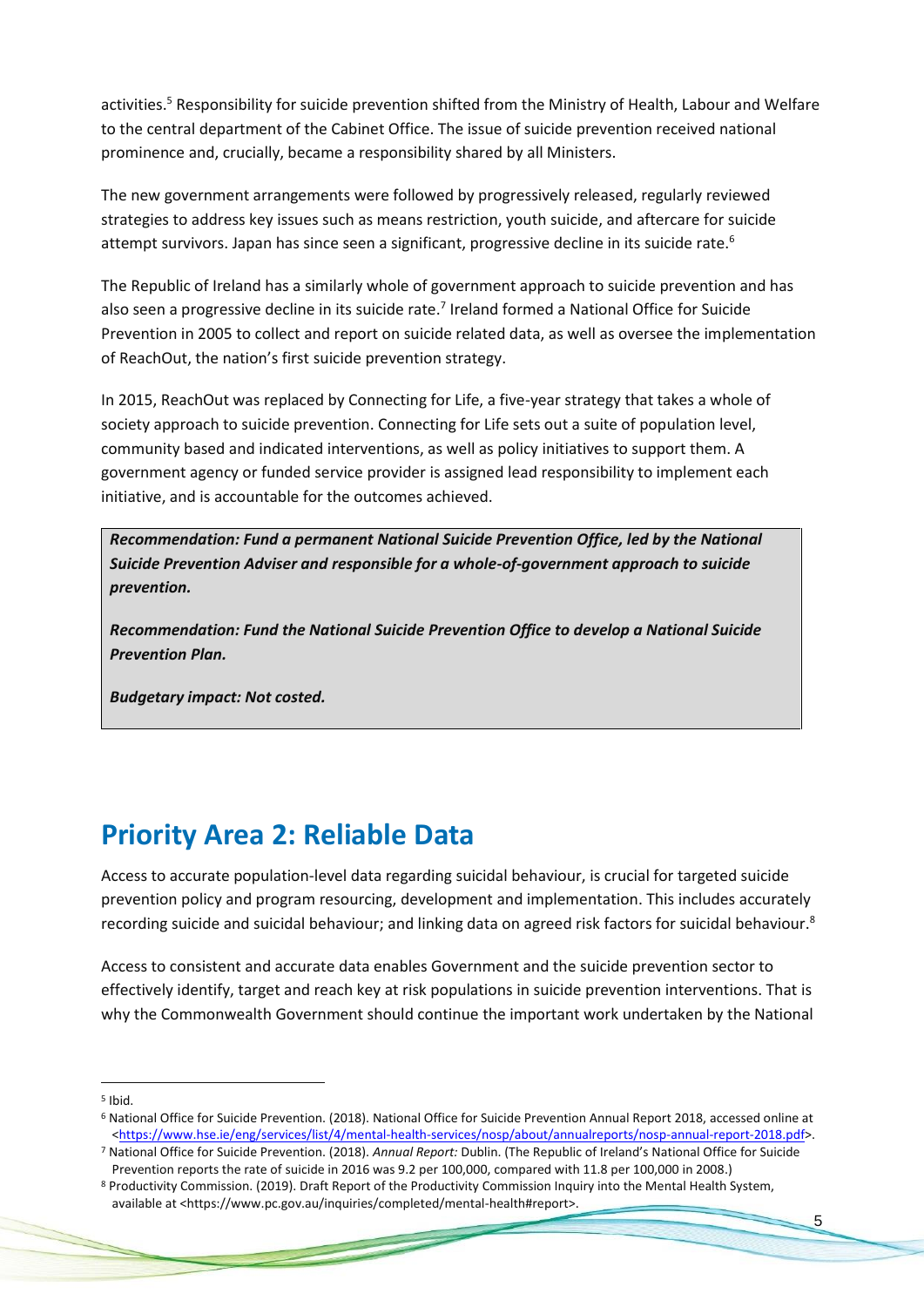activities.[5] Responsibility for suicide prevention shifted from the Ministry of Health, Labour and Welfare to the central department of the Cabinet Office. The issue of suicide prevention received national prominence and, crucially, became a responsibility shared by all Ministers.

The new government arrangements were followed by progressively released, regularly reviewed strategies to address key issues such as means restriction, youth suicide, and aftercare for suicide attempt survivors. Japan has since seen a significant, progressive decline in its suicide rate.[6]

The Republic of Ireland has a similarly whole of government approach to suicide prevention and has also seen a progressive decline in its suicide rate.[7] Ireland formed a National Office for Suicide Prevention in 2005 to collect and report on suicide related data, as well as oversee the implementation of ReachOut, the nation's first suicide prevention strategy.

In 2015, ReachOut was replaced by Connecting for Life, a five-year strategy that takes a whole of society approach to suicide prevention. Connecting for Life sets out a suite of population level, community based and indicated interventions, as well as policy initiatives to support them. A government agency or funded service provider is assigned lead responsibility to implement each initiative, and is accountable for the outcomes achieved.

***Recommendation: Fund a permanent National Suicide Prevention Office, led by the National Suicide Prevention Adviser and responsible for a whole-of-government approach to suicide prevention.***

***Recommendation: Fund the National Suicide Prevention Office to develop a National Suicide Prevention Plan.***

***Budgetary impact: Not costed.***

## Priority Area 2: Reliable Data

Access to accurate population-level data regarding suicidal behaviour, is crucial for targeted suicide prevention policy and program resourcing, development and implementation. This includes accurately recording suicide and suicidal behaviour; and linking data on agreed risk factors for suicidal behaviour.[8]

Access to consistent and accurate data enables Government and the suicide prevention sector to effectively identify, target and reach key at risk populations in suicide prevention interventions. That is why the Commonwealth Government should continue the important work undertaken by the National

---

[5] Ibid.

[6] National Office for Suicide Prevention. (2018). National Office for Suicide Prevention Annual Report 2018, accessed online at <https://www.hse.ie/eng/services/list/4/mental-health-services/nosp/about/annualreports/nosp-annual-report-2018.pdf>.

[7] National Office for Suicide Prevention. (2018). *Annual Report:* Dublin. (The Republic of Ireland's National Office for Suicide Prevention reports the rate of suicide in 2016 was 9.2 per 100,000, compared with 11.8 per 100,000 in 2008.)

[8] Productivity Commission. (2019). Draft Report of the Productivity Commission Inquiry into the Mental Health System, available at <https://www.pc.gov.au/inquiries/completed/mental-health#report>.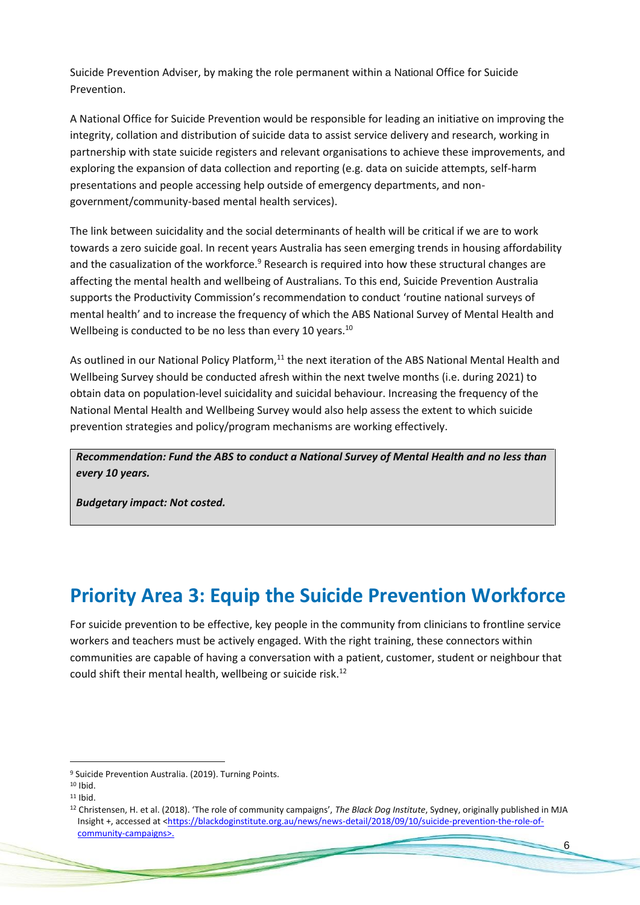Suicide Prevention Adviser, by making the role permanent within a National Office for Suicide Prevention.

A National Office for Suicide Prevention would be responsible for leading an initiative on improving the integrity, collation and distribution of suicide data to assist service delivery and research, working in partnership with state suicide registers and relevant organisations to achieve these improvements, and exploring the expansion of data collection and reporting (e.g. data on suicide attempts, self-harm presentations and people accessing help outside of emergency departments, and non-government/community-based mental health services).

The link between suicidality and the social determinants of health will be critical if we are to work towards a zero suicide goal. In recent years Australia has seen emerging trends in housing affordability and the casualization of the workforce.[9] Research is required into how these structural changes are affecting the mental health and wellbeing of Australians. To this end, Suicide Prevention Australia supports the Productivity Commission's recommendation to conduct 'routine national surveys of mental health' and to increase the frequency of which the ABS National Survey of Mental Health and Wellbeing is conducted to be no less than every 10 years.[10]

As outlined in our National Policy Platform,[11] the next iteration of the ABS National Mental Health and Wellbeing Survey should be conducted afresh within the next twelve months (i.e. during 2021) to obtain data on population-level suicidality and suicidal behaviour. Increasing the frequency of the National Mental Health and Wellbeing Survey would also help assess the extent to which suicide prevention strategies and policy/program mechanisms are working effectively.

> ***Recommendation: Fund the ABS to conduct a National Survey of Mental Health and no less than every 10 years.***
>
> ***Budgetary impact: Not costed.***

## Priority Area 3: Equip the Suicide Prevention Workforce

For suicide prevention to be effective, key people in the community from clinicians to frontline service workers and teachers must be actively engaged. With the right training, these connectors within communities are capable of having a conversation with a patient, customer, student or neighbour that could shift their mental health, wellbeing or suicide risk.[12]

---

[9] Suicide Prevention Australia. (2019). Turning Points.

[10] Ibid.

[11] Ibid.

[12] Christensen, H. et al. (2018). 'The role of community campaigns', *The Black Dog Institute*, Sydney, originally published in MJA Insight +, accessed at <https://blackdoginstitute.org.au/news/news-detail/2018/09/10/suicide-prevention-the-role-of-community-campaigns>.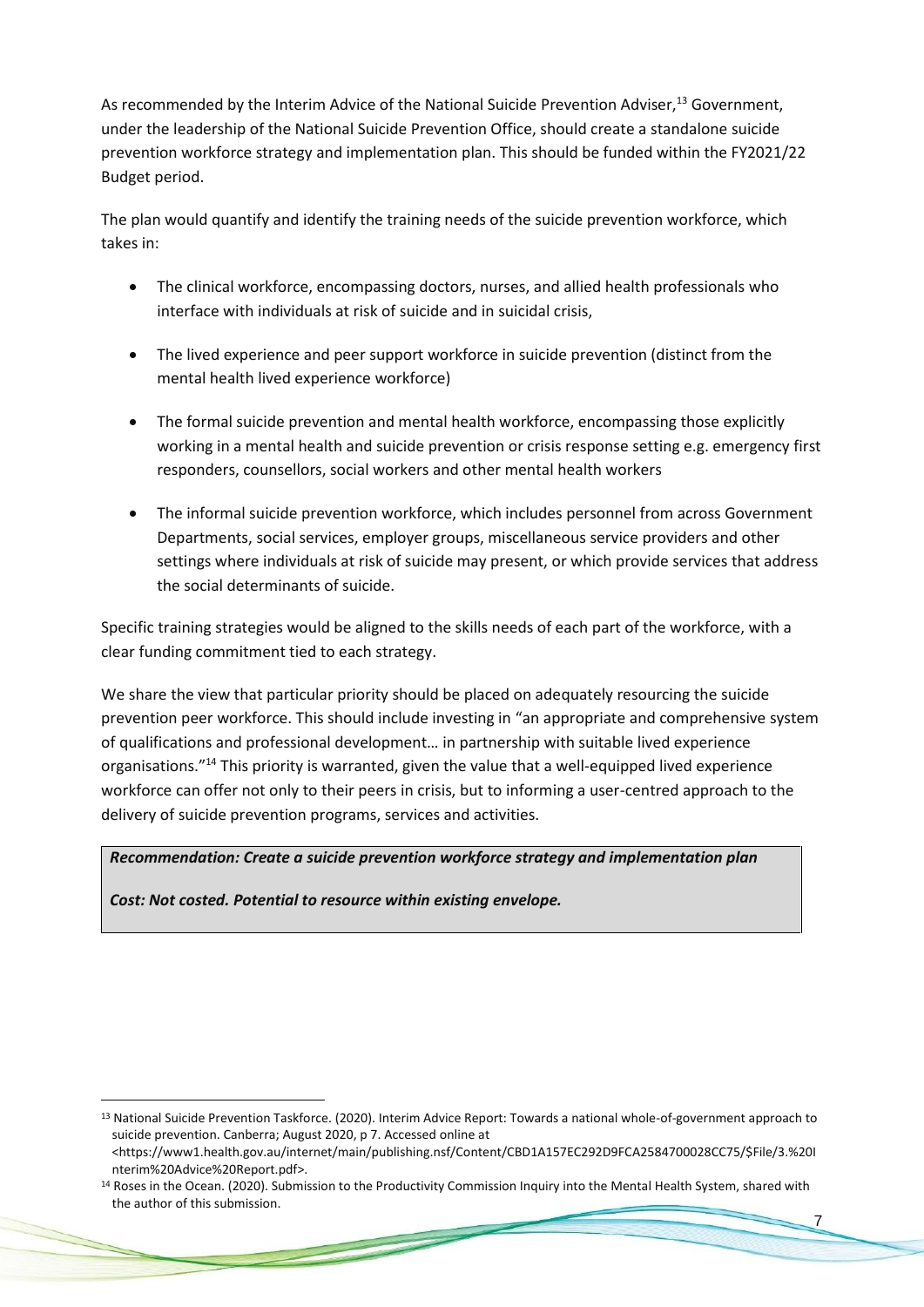As recommended by the Interim Advice of the National Suicide Prevention Adviser,[13] Government, under the leadership of the National Suicide Prevention Office, should create a standalone suicide prevention workforce strategy and implementation plan. This should be funded within the FY2021/22 Budget period.

The plan would quantify and identify the training needs of the suicide prevention workforce, which takes in:

- The clinical workforce, encompassing doctors, nurses, and allied health professionals who interface with individuals at risk of suicide and in suicidal crisis,
- The lived experience and peer support workforce in suicide prevention (distinct from the mental health lived experience workforce)
- The formal suicide prevention and mental health workforce, encompassing those explicitly working in a mental health and suicide prevention or crisis response setting e.g. emergency first responders, counsellors, social workers and other mental health workers
- The informal suicide prevention workforce, which includes personnel from across Government Departments, social services, employer groups, miscellaneous service providers and other settings where individuals at risk of suicide may present, or which provide services that address the social determinants of suicide.

Specific training strategies would be aligned to the skills needs of each part of the workforce, with a clear funding commitment tied to each strategy.

We share the view that particular priority should be placed on adequately resourcing the suicide prevention peer workforce. This should include investing in "an appropriate and comprehensive system of qualifications and professional development… in partnership with suitable lived experience organisations."[14] This priority is warranted, given the value that a well-equipped lived experience workforce can offer not only to their peers in crisis, but to informing a user-centred approach to the delivery of suicide prevention programs, services and activities.

***Recommendation: Create a suicide prevention workforce strategy and implementation plan***

***Cost: Not costed. Potential to resource within existing envelope.***

---

[13] National Suicide Prevention Taskforce. (2020). Interim Advice Report: Towards a national whole-of-government approach to suicide prevention. Canberra; August 2020, p 7. Accessed online at <https://www1.health.gov.au/internet/main/publishing.nsf/Content/CBD1A157EC292D9FCA2584700028CC75/$File/3.%20Interim%20Advice%20Report.pdf>.

[14] Roses in the Ocean. (2020). Submission to the Productivity Commission Inquiry into the Mental Health System, shared with the author of this submission.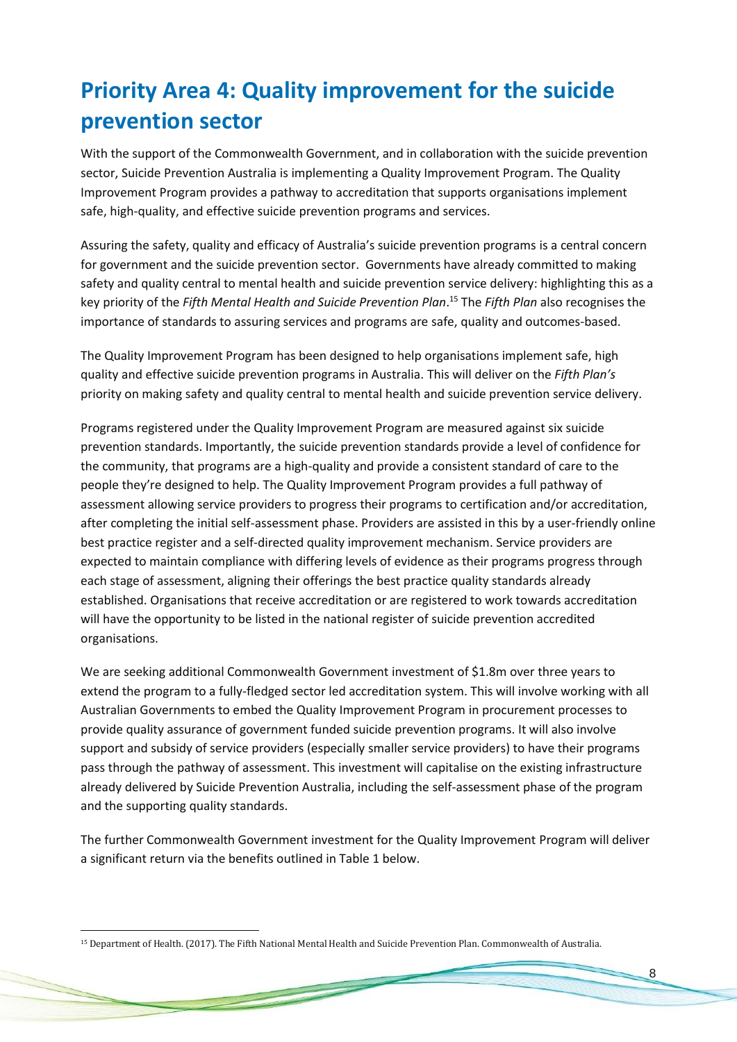# Priority Area 4: Quality improvement for the suicide prevention sector

With the support of the Commonwealth Government, and in collaboration with the suicide prevention sector, Suicide Prevention Australia is implementing a Quality Improvement Program. The Quality Improvement Program provides a pathway to accreditation that supports organisations implement safe, high-quality, and effective suicide prevention programs and services.

Assuring the safety, quality and efficacy of Australia's suicide prevention programs is a central concern for government and the suicide prevention sector. Governments have already committed to making safety and quality central to mental health and suicide prevention service delivery: highlighting this as a key priority of the *Fifth Mental Health and Suicide Prevention Plan*.[15] The *Fifth Plan* also recognises the importance of standards to assuring services and programs are safe, quality and outcomes-based.

The Quality Improvement Program has been designed to help organisations implement safe, high quality and effective suicide prevention programs in Australia. This will deliver on the *Fifth Plan's* priority on making safety and quality central to mental health and suicide prevention service delivery.

Programs registered under the Quality Improvement Program are measured against six suicide prevention standards. Importantly, the suicide prevention standards provide a level of confidence for the community, that programs are a high-quality and provide a consistent standard of care to the people they're designed to help. The Quality Improvement Program provides a full pathway of assessment allowing service providers to progress their programs to certification and/or accreditation, after completing the initial self-assessment phase. Providers are assisted in this by a user-friendly online best practice register and a self-directed quality improvement mechanism. Service providers are expected to maintain compliance with differing levels of evidence as their programs progress through each stage of assessment, aligning their offerings the best practice quality standards already established. Organisations that receive accreditation or are registered to work towards accreditation will have the opportunity to be listed in the national register of suicide prevention accredited organisations.

We are seeking additional Commonwealth Government investment of $1.8m over three years to extend the program to a fully-fledged sector led accreditation system. This will involve working with all Australian Governments to embed the Quality Improvement Program in procurement processes to provide quality assurance of government funded suicide prevention programs. It will also involve support and subsidy of service providers (especially smaller service providers) to have their programs pass through the pathway of assessment. This investment will capitalise on the existing infrastructure already delivered by Suicide Prevention Australia, including the self-assessment phase of the program and the supporting quality standards.

The further Commonwealth Government investment for the Quality Improvement Program will deliver a significant return via the benefits outlined in Table 1 below.

[15] Department of Health. (2017). The Fifth National Mental Health and Suicide Prevention Plan. Commonwealth of Australia.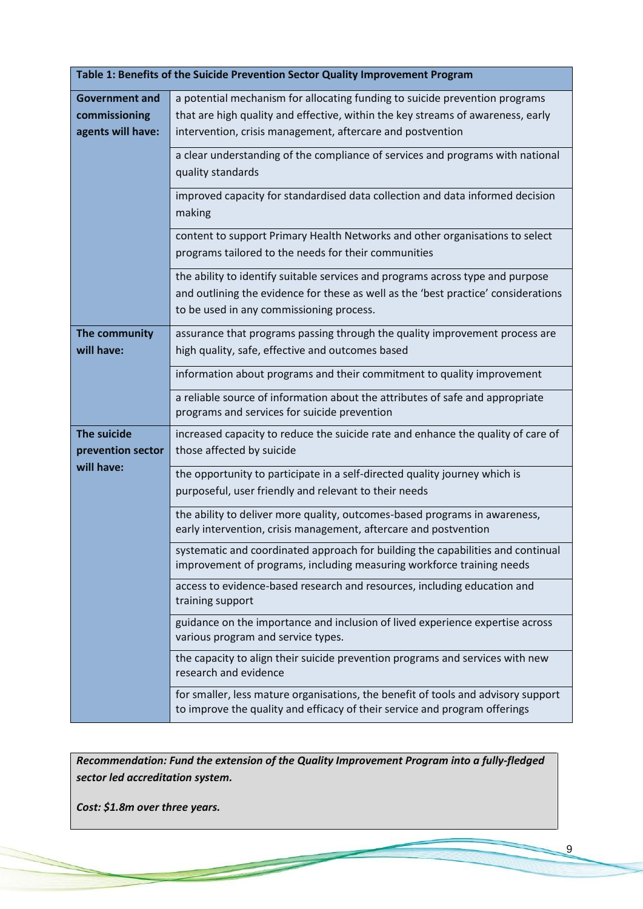| Table 1: Benefits of the Suicide Prevention Sector Quality Improvement Program | |
|---|---|
| **Government and commissioning agents will have:** | a potential mechanism for allocating funding to suicide prevention programs that are high quality and effective, within the key streams of awareness, early intervention, crisis management, aftercare and postvention |
| | a clear understanding of the compliance of services and programs with national quality standards |
| | improved capacity for standardised data collection and data informed decision making |
| | content to support Primary Health Networks and other organisations to select programs tailored to the needs for their communities |
| | the ability to identify suitable services and programs across type and purpose and outlining the evidence for these as well as the 'best practice' considerations to be used in any commissioning process. |
| **The community will have:** | assurance that programs passing through the quality improvement process are high quality, safe, effective and outcomes based |
| | information about programs and their commitment to quality improvement |
| | a reliable source of information about the attributes of safe and appropriate programs and services for suicide prevention |
| **The suicide prevention sector will have:** | increased capacity to reduce the suicide rate and enhance the quality of care of those affected by suicide |
| | the opportunity to participate in a self-directed quality journey which is purposeful, user friendly and relevant to their needs |
| | the ability to deliver more quality, outcomes-based programs in awareness, early intervention, crisis management, aftercare and postvention |
| | systematic and coordinated approach for building the capabilities and continual improvement of programs, including measuring workforce training needs |
| | access to evidence-based research and resources, including education and training support |
| | guidance on the importance and inclusion of lived experience expertise across various program and service types. |
| | the capacity to align their suicide prevention programs and services with new research and evidence |
| | for smaller, less mature organisations, the benefit of tools and advisory support to improve the quality and efficacy of their service and program offerings |

***Recommendation: Fund the extension of the Quality Improvement Program into a fully-fledged sector led accreditation system.***

***Cost: $1.8m over three years.***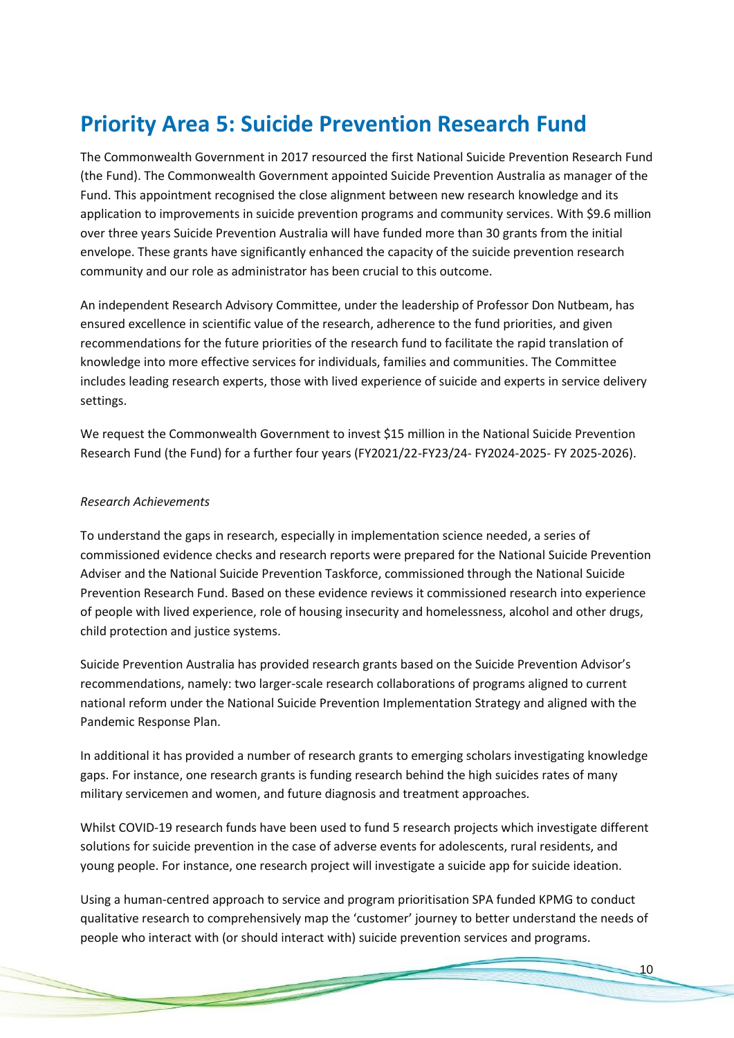# Priority Area 5: Suicide Prevention Research Fund

The Commonwealth Government in 2017 resourced the first National Suicide Prevention Research Fund (the Fund). The Commonwealth Government appointed Suicide Prevention Australia as manager of the Fund. This appointment recognised the close alignment between new research knowledge and its application to improvements in suicide prevention programs and community services. With $9.6 million over three years Suicide Prevention Australia will have funded more than 30 grants from the initial envelope. These grants have significantly enhanced the capacity of the suicide prevention research community and our role as administrator has been crucial to this outcome.

An independent Research Advisory Committee, under the leadership of Professor Don Nutbeam, has ensured excellence in scientific value of the research, adherence to the fund priorities, and given recommendations for the future priorities of the research fund to facilitate the rapid translation of knowledge into more effective services for individuals, families and communities. The Committee includes leading research experts, those with lived experience of suicide and experts in service delivery settings.

We request the Commonwealth Government to invest $15 million in the National Suicide Prevention Research Fund (the Fund) for a further four years (FY2021/22-FY23/24- FY2024-2025- FY 2025-2026).

*Research Achievements*

To understand the gaps in research, especially in implementation science needed, a series of commissioned evidence checks and research reports were prepared for the National Suicide Prevention Adviser and the National Suicide Prevention Taskforce, commissioned through the National Suicide Prevention Research Fund. Based on these evidence reviews it commissioned research into experience of people with lived experience, role of housing insecurity and homelessness, alcohol and other drugs, child protection and justice systems.

Suicide Prevention Australia has provided research grants based on the Suicide Prevention Advisor's recommendations, namely: two larger-scale research collaborations of programs aligned to current national reform under the National Suicide Prevention Implementation Strategy and aligned with the Pandemic Response Plan.

In additional it has provided a number of research grants to emerging scholars investigating knowledge gaps. For instance, one research grants is funding research behind the high suicides rates of many military servicemen and women, and future diagnosis and treatment approaches.

Whilst COVID-19 research funds have been used to fund 5 research projects which investigate different solutions for suicide prevention in the case of adverse events for adolescents, rural residents, and young people. For instance, one research project will investigate a suicide app for suicide ideation.

Using a human-centred approach to service and program prioritisation SPA funded KPMG to conduct qualitative research to comprehensively map the 'customer' journey to better understand the needs of people who interact with (or should interact with) suicide prevention services and programs.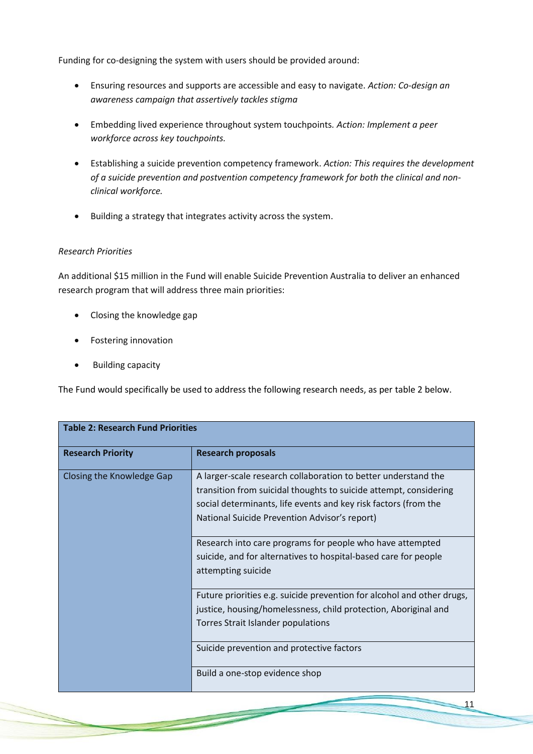Funding for co-designing the system with users should be provided around:

- Ensuring resources and supports are accessible and easy to navigate. *Action: Co-design an awareness campaign that assertively tackles stigma*
- Embedding lived experience throughout system touchpoints. *Action: Implement a peer workforce across key touchpoints.*
- Establishing a suicide prevention competency framework. *Action: This requires the development of a suicide prevention and postvention competency framework for both the clinical and non-clinical workforce.*
- Building a strategy that integrates activity across the system.

*Research Priorities*

An additional $15 million in the Fund will enable Suicide Prevention Australia to deliver an enhanced research program that will address three main priorities:

- Closing the knowledge gap
- Fostering innovation
- Building capacity

The Fund would specifically be used to address the following research needs, as per table 2 below.

**Table 2: Research Fund Priorities**

| **Research Priority** | **Research proposals** |
|---|---|
| Closing the Knowledge Gap | A larger-scale research collaboration to better understand the transition from suicidal thoughts to suicide attempt, considering social determinants, life events and key risk factors (from the National Suicide Prevention Advisor's report) |
| | Research into care programs for people who have attempted suicide, and for alternatives to hospital-based care for people attempting suicide |
| | Future priorities e.g. suicide prevention for alcohol and other drugs, justice, housing/homelessness, child protection, Aboriginal and Torres Strait Islander populations |
| | Suicide prevention and protective factors |
| | Build a one-stop evidence shop |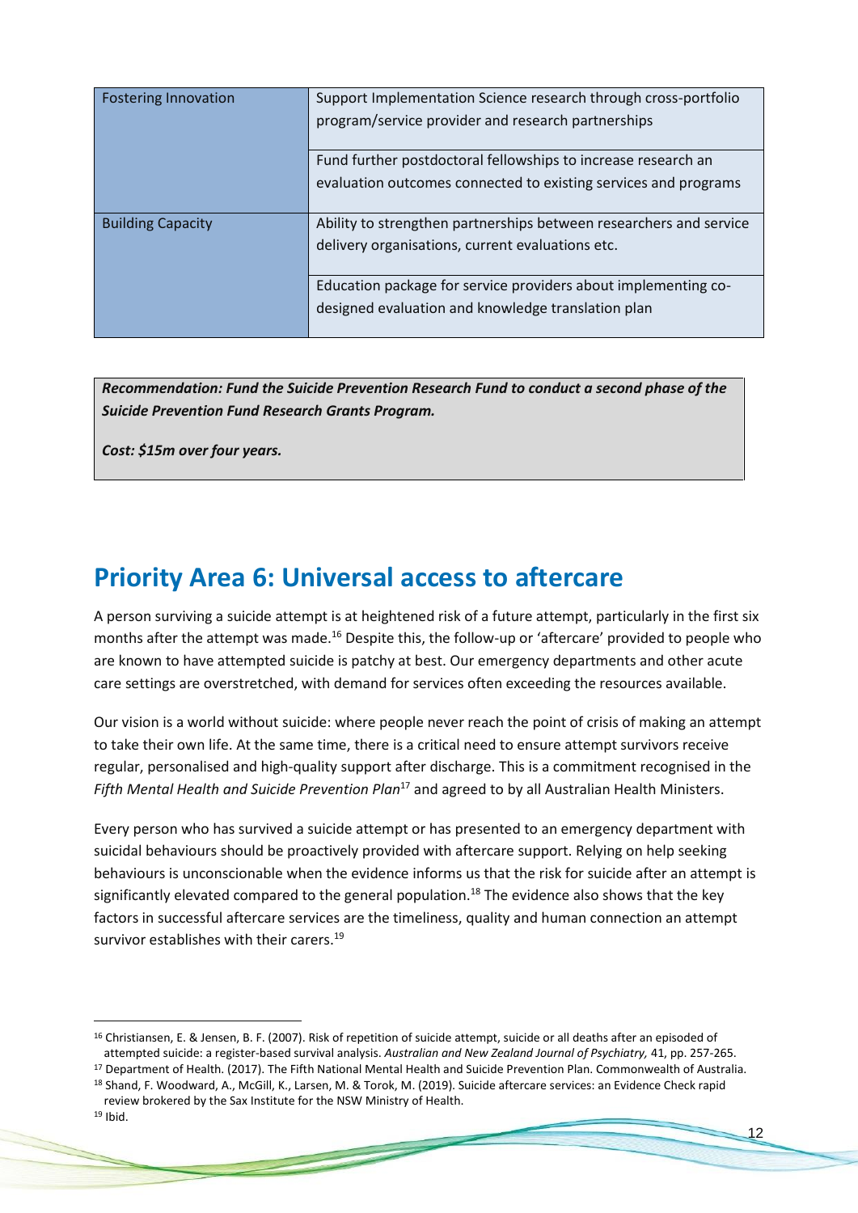| | |
|---|---|
| Fostering Innovation | Support Implementation Science research through cross-portfolio program/service provider and research partnerships |
| | Fund further postdoctoral fellowships to increase research an evaluation outcomes connected to existing services and programs |
| Building Capacity | Ability to strengthen partnerships between researchers and service delivery organisations, current evaluations etc. |
| | Education package for service providers about implementing co-designed evaluation and knowledge translation plan |

***Recommendation: Fund the Suicide Prevention Research Fund to conduct a second phase of the Suicide Prevention Fund Research Grants Program.***

***Cost: $15m over four years.***

## Priority Area 6: Universal access to aftercare

A person surviving a suicide attempt is at heightened risk of a future attempt, particularly in the first six months after the attempt was made.[16] Despite this, the follow-up or 'aftercare' provided to people who are known to have attempted suicide is patchy at best. Our emergency departments and other acute care settings are overstretched, with demand for services often exceeding the resources available.

Our vision is a world without suicide: where people never reach the point of crisis of making an attempt to take their own life. At the same time, there is a critical need to ensure attempt survivors receive regular, personalised and high-quality support after discharge. This is a commitment recognised in the *Fifth Mental Health and Suicide Prevention Plan*[17] and agreed to by all Australian Health Ministers.

Every person who has survived a suicide attempt or has presented to an emergency department with suicidal behaviours should be proactively provided with aftercare support. Relying on help seeking behaviours is unconscionable when the evidence informs us that the risk for suicide after an attempt is significantly elevated compared to the general population.[18] The evidence also shows that the key factors in successful aftercare services are the timeliness, quality and human connection an attempt survivor establishes with their carers.[19]

---

[16] Christiansen, E. & Jensen, B. F. (2007). Risk of repetition of suicide attempt, suicide or all deaths after an episoded of attempted suicide: a register-based survival analysis. *Australian and New Zealand Journal of Psychiatry,* 41, pp. 257-265.

[17] Department of Health. (2017). The Fifth National Mental Health and Suicide Prevention Plan. Commonwealth of Australia.

[18] Shand, F. Woodward, A., McGill, K., Larsen, M. & Torok, M. (2019). Suicide aftercare services: an Evidence Check rapid review brokered by the Sax Institute for the NSW Ministry of Health.

[19] Ibid.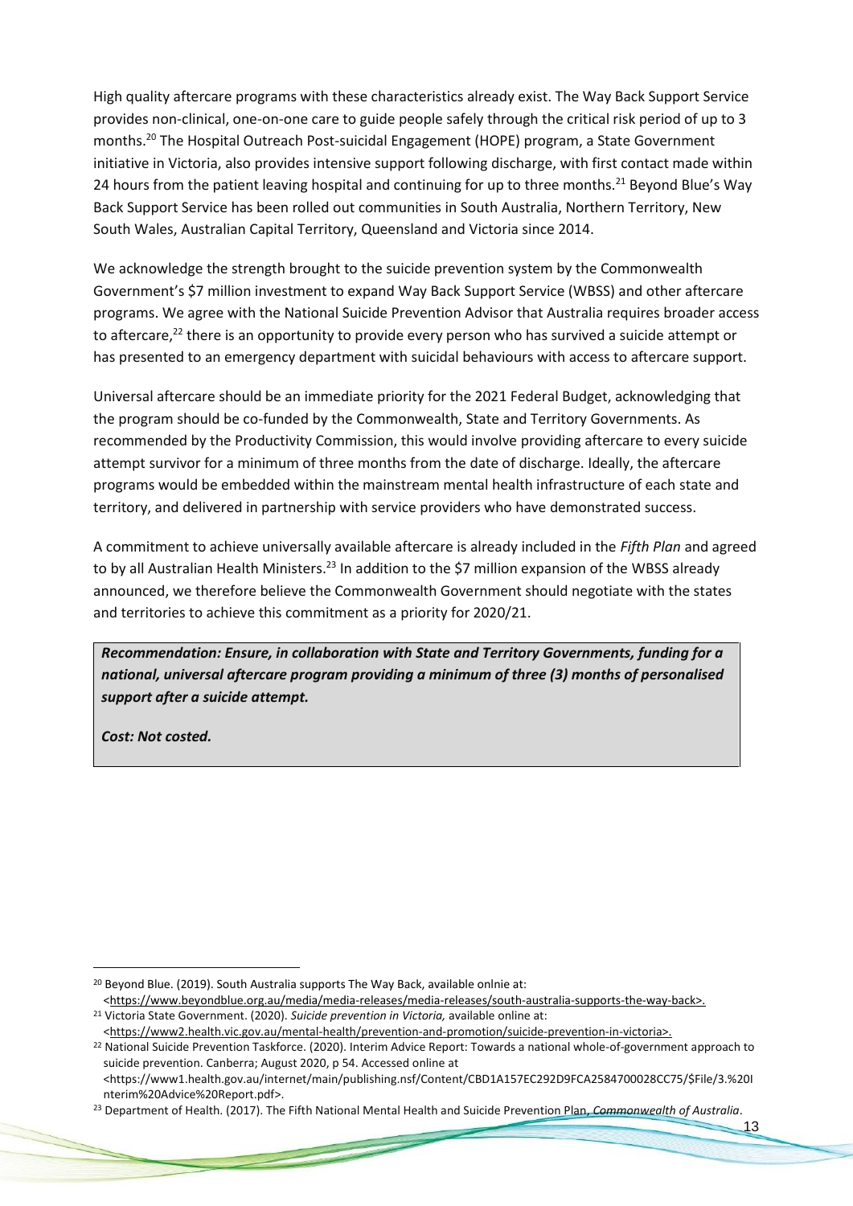High quality aftercare programs with these characteristics already exist. The Way Back Support Service provides non-clinical, one-on-one care to guide people safely through the critical risk period of up to 3 months.[20] The Hospital Outreach Post-suicidal Engagement (HOPE) program, a State Government initiative in Victoria, also provides intensive support following discharge, with first contact made within 24 hours from the patient leaving hospital and continuing for up to three months.[21] Beyond Blue's Way Back Support Service has been rolled out communities in South Australia, Northern Territory, New South Wales, Australian Capital Territory, Queensland and Victoria since 2014.

We acknowledge the strength brought to the suicide prevention system by the Commonwealth Government's $7 million investment to expand Way Back Support Service (WBSS) and other aftercare programs. We agree with the National Suicide Prevention Advisor that Australia requires broader access to aftercare,[22] there is an opportunity to provide every person who has survived a suicide attempt or has presented to an emergency department with suicidal behaviours with access to aftercare support.

Universal aftercare should be an immediate priority for the 2021 Federal Budget, acknowledging that the program should be co-funded by the Commonwealth, State and Territory Governments. As recommended by the Productivity Commission, this would involve providing aftercare to every suicide attempt survivor for a minimum of three months from the date of discharge. Ideally, the aftercare programs would be embedded within the mainstream mental health infrastructure of each state and territory, and delivered in partnership with service providers who have demonstrated success.

A commitment to achieve universally available aftercare is already included in the *Fifth Plan* and agreed to by all Australian Health Ministers.[23] In addition to the $7 million expansion of the WBSS already announced, we therefore believe the Commonwealth Government should negotiate with the states and territories to achieve this commitment as a priority for 2020/21.

> ***Recommendation: Ensure, in collaboration with State and Territory Governments, funding for a national, universal aftercare program providing a minimum of three (3) months of personalised support after a suicide attempt.***
>
> ***Cost: Not costed.***

---

[20] Beyond Blue. (2019). South Australia supports The Way Back, available onlnie at: <https://www.beyondblue.org.au/media/media-releases/media-releases/south-australia-supports-the-way-back>.

[21] Victoria State Government. (2020). *Suicide prevention in Victoria,* available online at: <https://www2.health.vic.gov.au/mental-health/prevention-and-promotion/suicide-prevention-in-victoria>.

[22] National Suicide Prevention Taskforce. (2020). Interim Advice Report: Towards a national whole-of-government approach to suicide prevention. Canberra; August 2020, p 54. Accessed online at <https://www1.health.gov.au/internet/main/publishing.nsf/Content/CBD1A157EC292D9FCA2584700028CC75/$File/3.%20Interim%20Advice%20Report.pdf>.

[23] Department of Health. (2017). The Fifth National Mental Health and Suicide Prevention Plan, *Commonwealth of Australia*.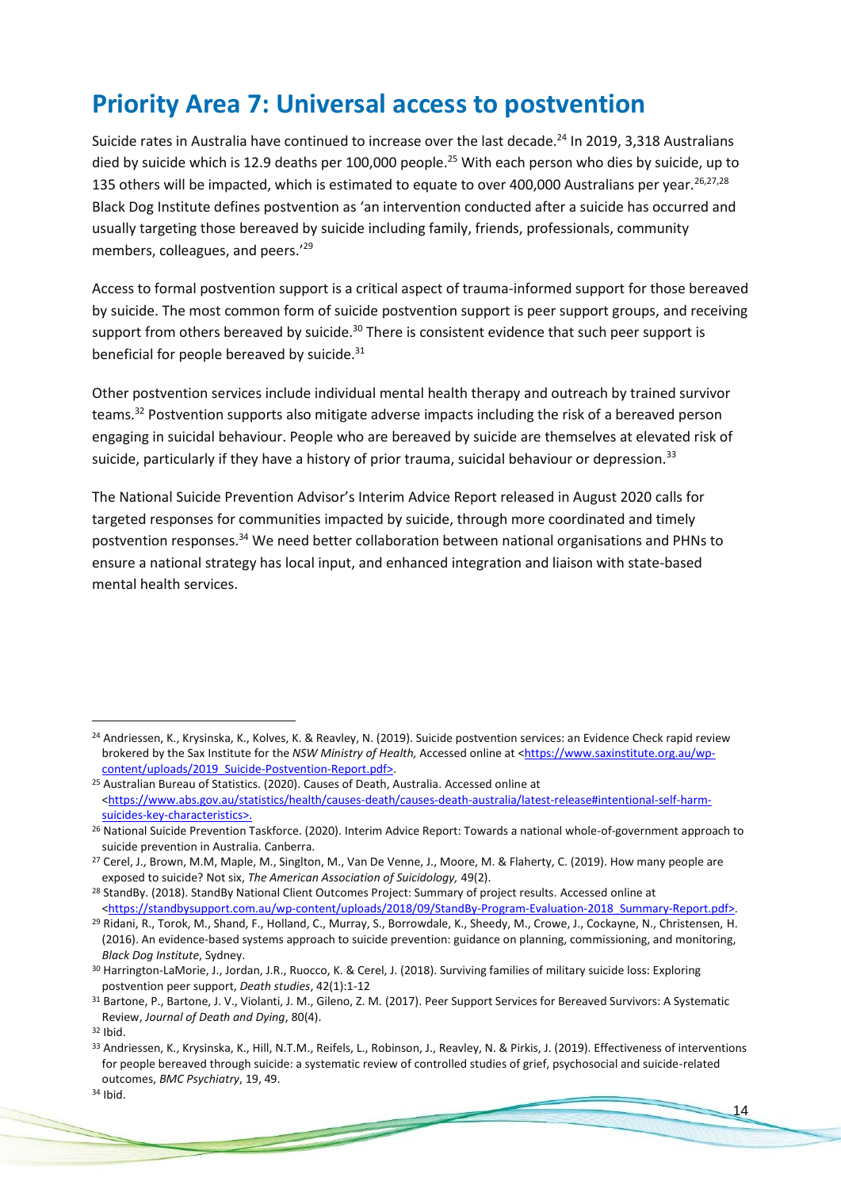## Priority Area 7: Universal access to postvention

Suicide rates in Australia have continued to increase over the last decade.[24] In 2019, 3,318 Australians died by suicide which is 12.9 deaths per 100,000 people.[25] With each person who dies by suicide, up to 135 others will be impacted, which is estimated to equate to over 400,000 Australians per year.[26,27,28] Black Dog Institute defines postvention as 'an intervention conducted after a suicide has occurred and usually targeting those bereaved by suicide including family, friends, professionals, community members, colleagues, and peers.'[29]

Access to formal postvention support is a critical aspect of trauma-informed support for those bereaved by suicide. The most common form of suicide postvention support is peer support groups, and receiving support from others bereaved by suicide.[30] There is consistent evidence that such peer support is beneficial for people bereaved by suicide.[31]

Other postvention services include individual mental health therapy and outreach by trained survivor teams.[32] Postvention supports also mitigate adverse impacts including the risk of a bereaved person engaging in suicidal behaviour. People who are bereaved by suicide are themselves at elevated risk of suicide, particularly if they have a history of prior trauma, suicidal behaviour or depression.[33]

The National Suicide Prevention Advisor's Interim Advice Report released in August 2020 calls for targeted responses for communities impacted by suicide, through more coordinated and timely postvention responses.[34] We need better collaboration between national organisations and PHNs to ensure a national strategy has local input, and enhanced integration and liaison with state-based mental health services.

---

[24] Andriessen, K., Krysinska, K., Kolves, K. & Reavley, N. (2019). Suicide postvention services: an Evidence Check rapid review brokered by the Sax Institute for the *NSW Ministry of Health,* Accessed online at <https://www.saxinstitute.org.au/wp-content/uploads/2019_Suicide-Postvention-Report.pdf>.

[25] Australian Bureau of Statistics. (2020). Causes of Death, Australia. Accessed online at <https://www.abs.gov.au/statistics/health/causes-death/causes-death-australia/latest-release#intentional-self-harm-suicides-key-characteristics>.

[26] National Suicide Prevention Taskforce. (2020). Interim Advice Report: Towards a national whole-of-government approach to suicide prevention in Australia*.* Canberra.

[27] Cerel, J., Brown, M.M, Maple, M., Singlton, M., Van De Venne, J., Moore, M. & Flaherty, C. (2019). How many people are exposed to suicide? Not six, *The American Association of Suicidology,* 49(2).

[28] StandBy. (2018). StandBy National Client Outcomes Project: Summary of project results. Accessed online at <https://standbysupport.com.au/wp-content/uploads/2018/09/StandBy-Program-Evaluation-2018_Summary-Report.pdf>.

[29] Ridani, R., Torok, M., Shand, F., Holland, C., Murray, S., Borrowdale, K., Sheedy, M., Crowe, J., Cockayne, N., Christensen, H. (2016). An evidence-based systems approach to suicide prevention: guidance on planning, commissioning, and monitoring, *Black Dog Institute*, Sydney.

[30] Harrington-LaMorie, J., Jordan, J.R., Ruocco, K. & Cerel, J. (2018). Surviving families of military suicide loss: Exploring postvention peer support, *Death studies*, 42(1):1-12

[31] Bartone, P., Bartone, J. V., Violanti, J. M., Gileno, Z. M. (2017). Peer Support Services for Bereaved Survivors: A Systematic Review, *Journal of Death and Dying*, 80(4).

[32] Ibid.

[33] Andriessen, K., Krysinska, K., Hill, N.T.M., Reifels, L., Robinson, J., Reavley, N. & Pirkis, J. (2019). Effectiveness of interventions for people bereaved through suicide: a systematic review of controlled studies of grief, psychosocial and suicide-related outcomes, *BMC Psychiatry*, 19, 49.

[34] Ibid.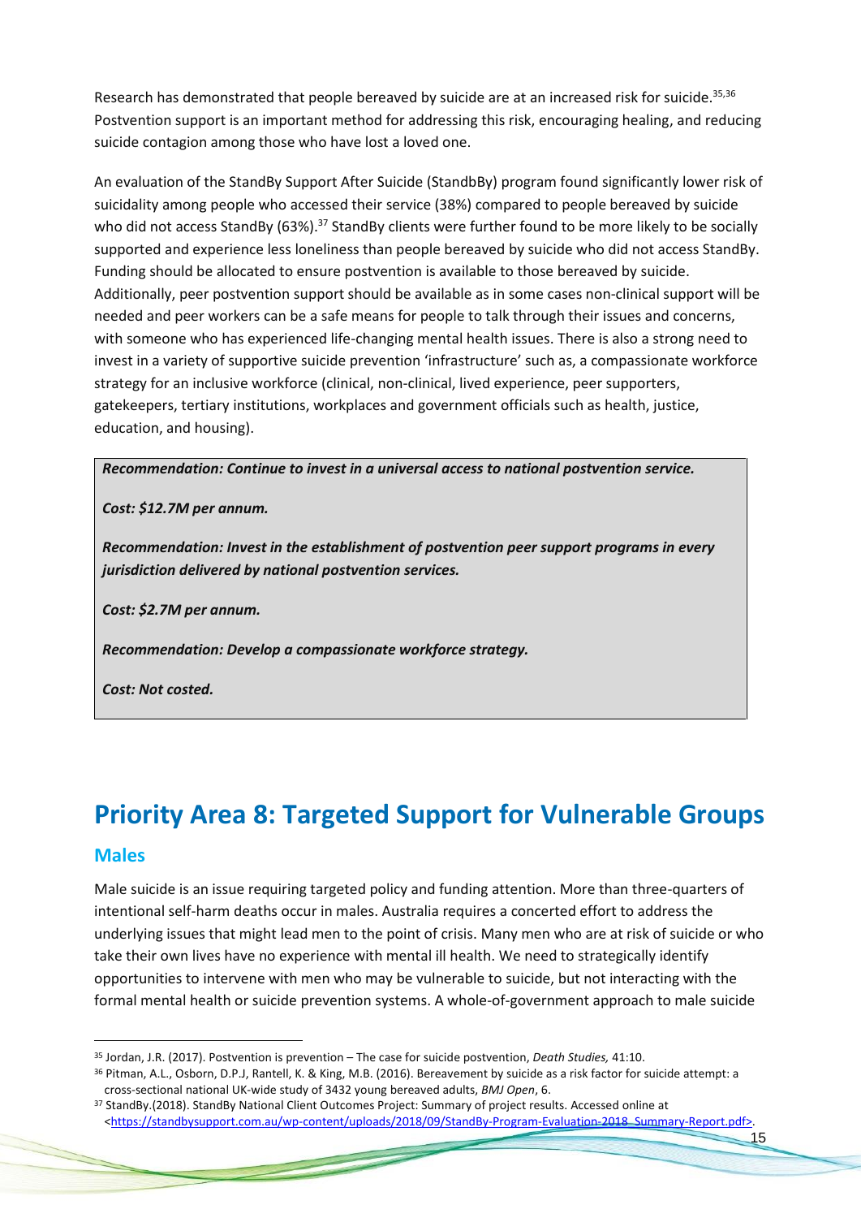Research has demonstrated that people bereaved by suicide are at an increased risk for suicide.[35,36] Postvention support is an important method for addressing this risk, encouraging healing, and reducing suicide contagion among those who have lost a loved one.

An evaluation of the StandBy Support After Suicide (StandbBy) program found significantly lower risk of suicidality among people who accessed their service (38%) compared to people bereaved by suicide who did not access StandBy (63%).[37] StandBy clients were further found to be more likely to be socially supported and experience less loneliness than people bereaved by suicide who did not access StandBy. Funding should be allocated to ensure postvention is available to those bereaved by suicide. Additionally, peer postvention support should be available as in some cases non-clinical support will be needed and peer workers can be a safe means for people to talk through their issues and concerns, with someone who has experienced life-changing mental health issues. There is also a strong need to invest in a variety of supportive suicide prevention 'infrastructure' such as, a compassionate workforce strategy for an inclusive workforce (clinical, non-clinical, lived experience, peer supporters, gatekeepers, tertiary institutions, workplaces and government officials such as health, justice, education, and housing).

> ***Recommendation: Continue to invest in a universal access to national postvention service.***
>
> ***Cost: $12.7M per annum.***
>
> ***Recommendation: Invest in the establishment of postvention peer support programs in every jurisdiction delivered by national postvention services.***
>
> ***Cost: $2.7M per annum.***
>
> ***Recommendation: Develop a compassionate workforce strategy.***
>
> ***Cost: Not costed.***

# Priority Area 8: Targeted Support for Vulnerable Groups

## Males

Male suicide is an issue requiring targeted policy and funding attention. More than three-quarters of intentional self-harm deaths occur in males. Australia requires a concerted effort to address the underlying issues that might lead men to the point of crisis. Many men who are at risk of suicide or who take their own lives have no experience with mental ill health. We need to strategically identify opportunities to intervene with men who may be vulnerable to suicide, but not interacting with the formal mental health or suicide prevention systems. A whole-of-government approach to male suicide

---

[35] Jordan, J.R. (2017). Postvention is prevention – The case for suicide postvention, *Death Studies,* 41:10.

[36] Pitman, A.L., Osborn, D.P.J, Rantell, K. & King, M.B. (2016). Bereavement by suicide as a risk factor for suicide attempt: a cross-sectional national UK-wide study of 3432 young bereaved adults, *BMJ Open*, 6.

[37] StandBy.(2018). StandBy National Client Outcomes Project: Summary of project results. Accessed online at <https://standbysupport.com.au/wp-content/uploads/2018/09/StandBy-Program-Evaluation-2018_Summary-Report.pdf>.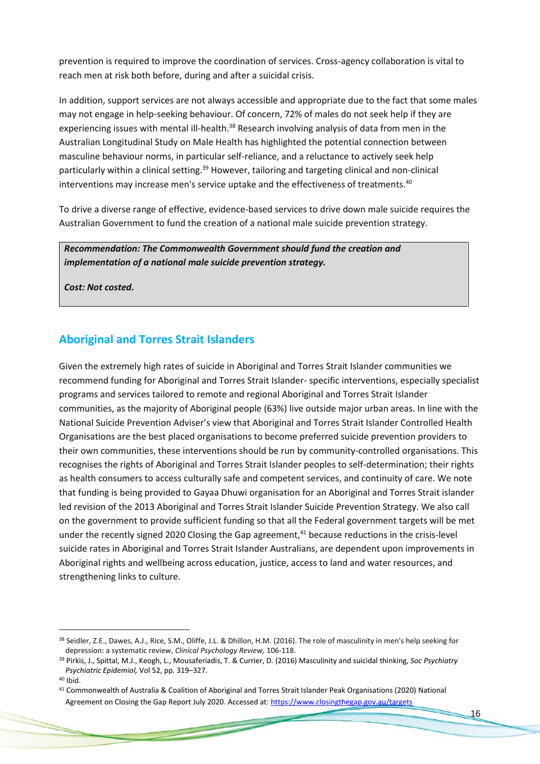prevention is required to improve the coordination of services. Cross-agency collaboration is vital to reach men at risk both before, during and after a suicidal crisis.

In addition, support services are not always accessible and appropriate due to the fact that some males may not engage in help-seeking behaviour. Of concern, 72% of males do not seek help if they are experiencing issues with mental ill-health.[38] Research involving analysis of data from men in the Australian Longitudinal Study on Male Health has highlighted the potential connection between masculine behaviour norms, in particular self-reliance, and a reluctance to actively seek help particularly within a clinical setting.[39] However, tailoring and targeting clinical and non-clinical interventions may increase men's service uptake and the effectiveness of treatments.[40]

To drive a diverse range of effective, evidence-based services to drive down male suicide requires the Australian Government to fund the creation of a national male suicide prevention strategy.

> ***Recommendation: The Commonwealth Government should fund the creation and implementation of a national male suicide prevention strategy.***
>
> ***Cost: Not costed.***

## Aboriginal and Torres Strait Islanders

Given the extremely high rates of suicide in Aboriginal and Torres Strait Islander communities we recommend funding for Aboriginal and Torres Strait Islander- specific interventions, especially specialist programs and services tailored to remote and regional Aboriginal and Torres Strait Islander communities, as the majority of Aboriginal people (63%) live outside major urban areas. In line with the National Suicide Prevention Adviser's view that Aboriginal and Torres Strait Islander Controlled Health Organisations are the best placed organisations to become preferred suicide prevention providers to their own communities, these interventions should be run by community-controlled organisations. This recognises the rights of Aboriginal and Torres Strait Islander peoples to self-determination; their rights as health consumers to access culturally safe and competent services, and continuity of care. We note that funding is being provided to Gayaa Dhuwi organisation for an Aboriginal and Torres Strait islander led revision of the 2013 Aboriginal and Torres Strait Islander Suicide Prevention Strategy. We also call on the government to provide sufficient funding so that all the Federal government targets will be met under the recently signed 2020 Closing the Gap agreement,[41] because reductions in the crisis-level suicide rates in Aboriginal and Torres Strait Islander Australians, are dependent upon improvements in Aboriginal rights and wellbeing across education, justice, access to land and water resources, and strengthening links to culture.

---

[38] Seidler, Z.E., Dawes, A.J., Rice, S.M., Oliffe, J.L. & Dhillon, H.M. (2016). The role of masculinity in men's help seeking for depression: a systematic review, *Clinical Psychology Review,* 106-118.

[39] Pirkis, J., Spittal, M.J., Keogh, L., Mousaferiadis, T. & Currier, D. (2016) Masculinity and suicidal thinking, *Soc Psychiatry Psychiatric Epidemiol,* Vol 52, pp. 319–327.

[40] Ibid.

[41] Commonwealth of Australia & Coalition of Aboriginal and Torres Strait Islander Peak Organisations (2020) National Agreement on Closing the Gap Report July 2020. Accessed at: https://www.closingthegap.gov.au/targets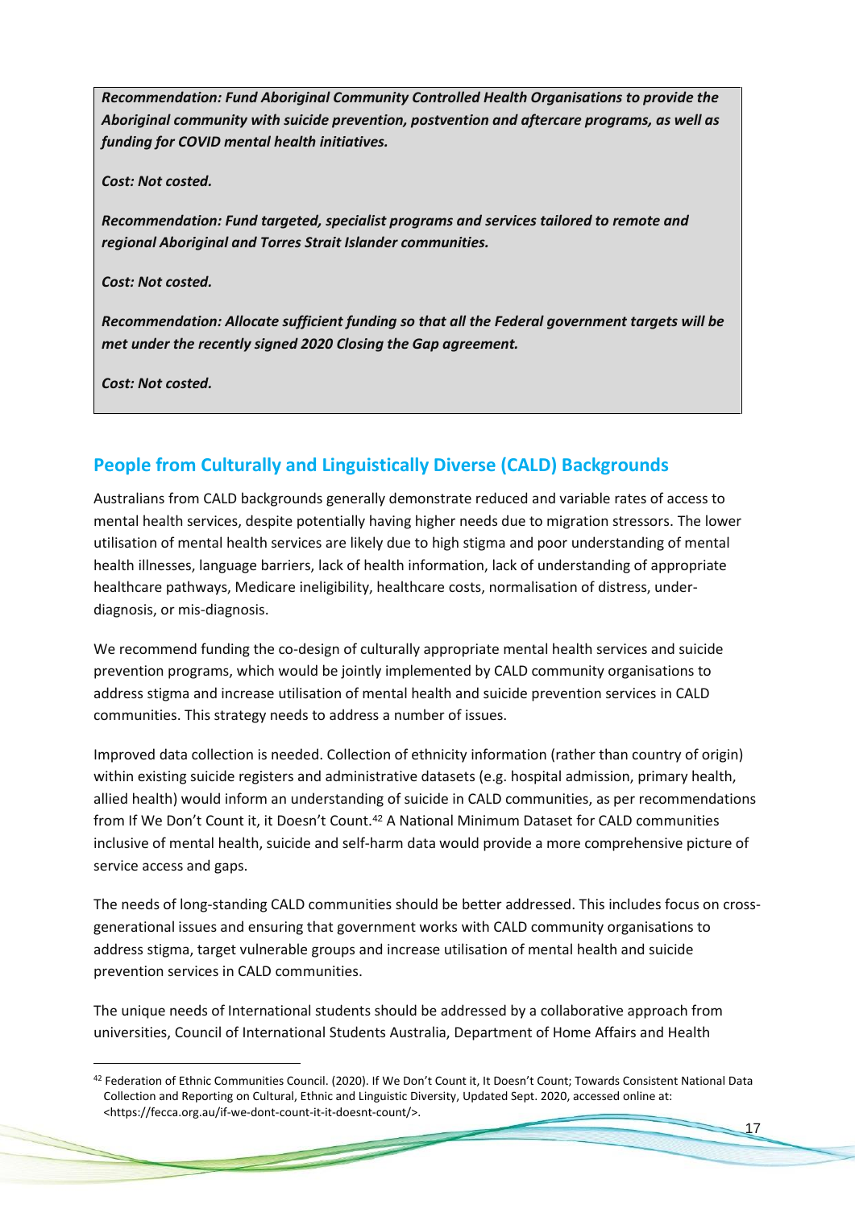***Recommendation: Fund Aboriginal Community Controlled Health Organisations to provide the Aboriginal community with suicide prevention, postvention and aftercare programs, as well as funding for COVID mental health initiatives.***

***Cost: Not costed.***

***Recommendation: Fund targeted, specialist programs and services tailored to remote and regional Aboriginal and Torres Strait Islander communities.***

***Cost: Not costed.***

***Recommendation: Allocate sufficient funding so that all the Federal government targets will be met under the recently signed 2020 Closing the Gap agreement.***

***Cost: Not costed.***

## People from Culturally and Linguistically Diverse (CALD) Backgrounds

Australians from CALD backgrounds generally demonstrate reduced and variable rates of access to mental health services, despite potentially having higher needs due to migration stressors. The lower utilisation of mental health services are likely due to high stigma and poor understanding of mental health illnesses, language barriers, lack of health information, lack of understanding of appropriate healthcare pathways, Medicare ineligibility, healthcare costs, normalisation of distress, under-diagnosis, or mis-diagnosis.

We recommend funding the co-design of culturally appropriate mental health services and suicide prevention programs, which would be jointly implemented by CALD community organisations to address stigma and increase utilisation of mental health and suicide prevention services in CALD communities. This strategy needs to address a number of issues.

Improved data collection is needed. Collection of ethnicity information (rather than country of origin) within existing suicide registers and administrative datasets (e.g. hospital admission, primary health, allied health) would inform an understanding of suicide in CALD communities, as per recommendations from If We Don't Count it, it Doesn't Count.[42] A National Minimum Dataset for CALD communities inclusive of mental health, suicide and self-harm data would provide a more comprehensive picture of service access and gaps.

The needs of long-standing CALD communities should be better addressed. This includes focus on cross-generational issues and ensuring that government works with CALD community organisations to address stigma, target vulnerable groups and increase utilisation of mental health and suicide prevention services in CALD communities.

The unique needs of International students should be addressed by a collaborative approach from universities, Council of International Students Australia, Department of Home Affairs and Health

[42] Federation of Ethnic Communities Council. (2020). If We Don't Count it, It Doesn't Count; Towards Consistent National Data Collection and Reporting on Cultural, Ethnic and Linguistic Diversity, Updated Sept. 2020, accessed online at: <https://fecca.org.au/if-we-dont-count-it-it-doesnt-count/>.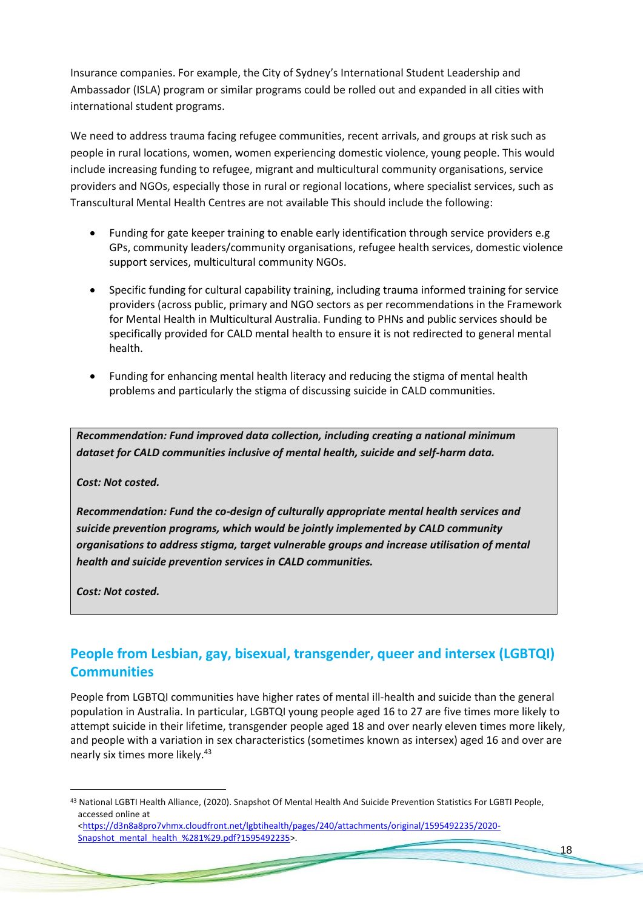Insurance companies. For example, the City of Sydney's International Student Leadership and Ambassador (ISLA) program or similar programs could be rolled out and expanded in all cities with international student programs.

We need to address trauma facing refugee communities, recent arrivals, and groups at risk such as people in rural locations, women, women experiencing domestic violence, young people. This would include increasing funding to refugee, migrant and multicultural community organisations, service providers and NGOs, especially those in rural or regional locations, where specialist services, such as Transcultural Mental Health Centres are not available This should include the following:

- Funding for gate keeper training to enable early identification through service providers e.g GPs, community leaders/community organisations, refugee health services, domestic violence support services, multicultural community NGOs.
- Specific funding for cultural capability training, including trauma informed training for service providers (across public, primary and NGO sectors as per recommendations in the Framework for Mental Health in Multicultural Australia. Funding to PHNs and public services should be specifically provided for CALD mental health to ensure it is not redirected to general mental health.
- Funding for enhancing mental health literacy and reducing the stigma of mental health problems and particularly the stigma of discussing suicide in CALD communities.

> ***Recommendation: Fund improved data collection, including creating a national minimum dataset for CALD communities inclusive of mental health, suicide and self-harm data.***
>
> ***Cost: Not costed.***
>
> ***Recommendation: Fund the co-design of culturally appropriate mental health services and suicide prevention programs, which would be jointly implemented by CALD community organisations to address stigma, target vulnerable groups and increase utilisation of mental health and suicide prevention services in CALD communities.***
>
> ***Cost: Not costed.***

## People from Lesbian, gay, bisexual, transgender, queer and intersex (LGBTQI) Communities

People from LGBTQI communities have higher rates of mental ill-health and suicide than the general population in Australia. In particular, LGBTQI young people aged 16 to 27 are five times more likely to attempt suicide in their lifetime, transgender people aged 18 and over nearly eleven times more likely, and people with a variation in sex characteristics (sometimes known as intersex) aged 16 and over are nearly six times more likely.[43]

---

[43] National LGBTI Health Alliance, (2020). Snapshot Of Mental Health And Suicide Prevention Statistics For LGBTI People, accessed online at <https://d3n8a8pro7vhmx.cloudfront.net/lgbtihealth/pages/240/attachments/original/1595492235/2020-Snapshot_mental_health_%281%29.pdf?1595492235>.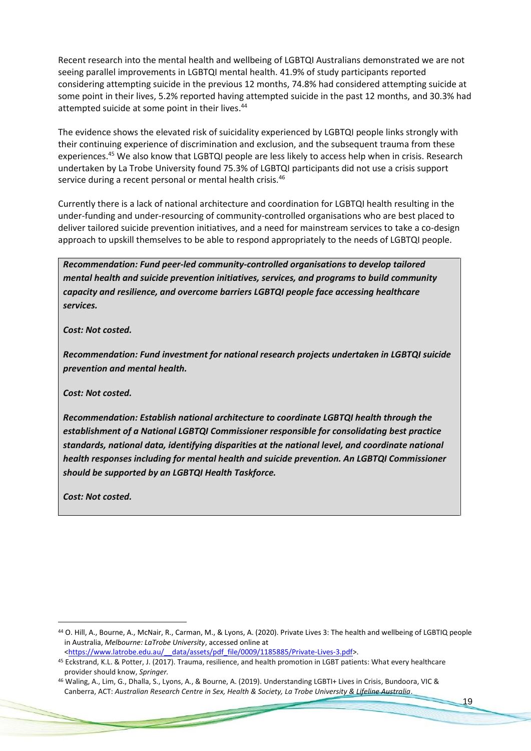Recent research into the mental health and wellbeing of LGBTQI Australians demonstrated we are not seeing parallel improvements in LGBTQI mental health. 41.9% of study participants reported considering attempting suicide in the previous 12 months, 74.8% had considered attempting suicide at some point in their lives, 5.2% reported having attempted suicide in the past 12 months, and 30.3% had attempted suicide at some point in their lives.[44]

The evidence shows the elevated risk of suicidality experienced by LGBTQI people links strongly with their continuing experience of discrimination and exclusion, and the subsequent trauma from these experiences.[45] We also know that LGBTQI people are less likely to access help when in crisis. Research undertaken by La Trobe University found 75.3% of LGBTQI participants did not use a crisis support service during a recent personal or mental health crisis.[46]

Currently there is a lack of national architecture and coordination for LGBTQI health resulting in the under-funding and under-resourcing of community-controlled organisations who are best placed to deliver tailored suicide prevention initiatives, and a need for mainstream services to take a co-design approach to upskill themselves to be able to respond appropriately to the needs of LGBTQI people.

***Recommendation: Fund peer-led community-controlled organisations to develop tailored mental health and suicide prevention initiatives, services, and programs to build community capacity and resilience, and overcome barriers LGBTQI people face accessing healthcare services.***

***Cost: Not costed.***

***Recommendation: Fund investment for national research projects undertaken in LGBTQI suicide prevention and mental health.***

***Cost: Not costed.***

***Recommendation: Establish national architecture to coordinate LGBTQI health through the establishment of a National LGBTQI Commissioner responsible for consolidating best practice standards, national data, identifying disparities at the national level, and coordinate national health responses including for mental health and suicide prevention. An LGBTQI Commissioner should be supported by an LGBTQI Health Taskforce.***

***Cost: Not costed.***

---

[44] O. Hill, A., Bourne, A., McNair, R., Carman, M., & Lyons, A. (2020). Private Lives 3: The health and wellbeing of LGBTIQ people in Australia, *Melbourne: LaTrobe University*, accessed online at <https://www.latrobe.edu.au/__data/assets/pdf_file/0009/1185885/Private-Lives-3.pdf>.

[45] Eckstrand, K.L. & Potter, J. (2017). Trauma, resilience, and health promotion in LGBT patients: What every healthcare provider should know, *Springer.*

[46] Waling, A., Lim, G., Dhalla, S., Lyons, A., & Bourne, A. (2019). Understanding LGBTI+ Lives in Crisis, Bundoora, VIC & Canberra, ACT: *Australian Research Centre in Sex, Health & Society, La Trobe University & Lifeline Australia*.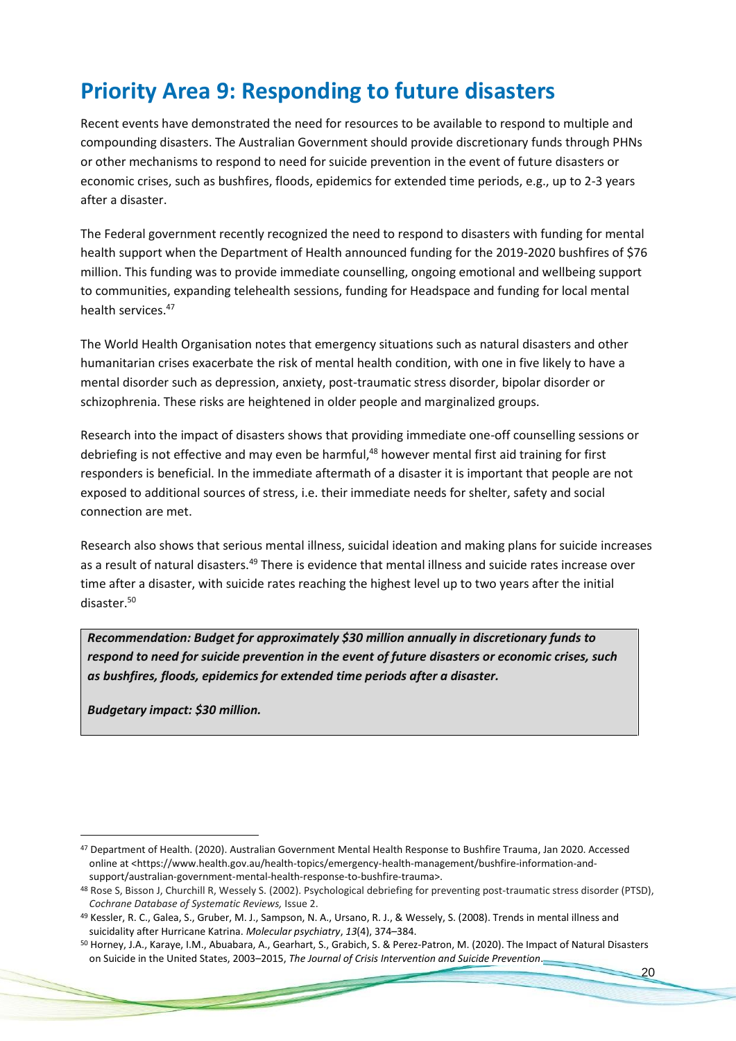## Priority Area 9: Responding to future disasters

Recent events have demonstrated the need for resources to be available to respond to multiple and compounding disasters. The Australian Government should provide discretionary funds through PHNs or other mechanisms to respond to need for suicide prevention in the event of future disasters or economic crises, such as bushfires, floods, epidemics for extended time periods, e.g., up to 2-3 years after a disaster.

The Federal government recently recognized the need to respond to disasters with funding for mental health support when the Department of Health announced funding for the 2019-2020 bushfires of $76 million. This funding was to provide immediate counselling, ongoing emotional and wellbeing support to communities, expanding telehealth sessions, funding for Headspace and funding for local mental health services.[47]

The World Health Organisation notes that emergency situations such as natural disasters and other humanitarian crises exacerbate the risk of mental health condition, with one in five likely to have a mental disorder such as depression, anxiety, post-traumatic stress disorder, bipolar disorder or schizophrenia. These risks are heightened in older people and marginalized groups.

Research into the impact of disasters shows that providing immediate one-off counselling sessions or debriefing is not effective and may even be harmful,[48] however mental first aid training for first responders is beneficial. In the immediate aftermath of a disaster it is important that people are not exposed to additional sources of stress, i.e. their immediate needs for shelter, safety and social connection are met.

Research also shows that serious mental illness, suicidal ideation and making plans for suicide increases as a result of natural disasters.[49] There is evidence that mental illness and suicide rates increase over time after a disaster, with suicide rates reaching the highest level up to two years after the initial disaster.[50]

> ***Recommendation: Budget for approximately $30 million annually in discretionary funds to respond to need for suicide prevention in the event of future disasters or economic crises, such as bushfires, floods, epidemics for extended time periods after a disaster.***
>
> ***Budgetary impact: $30 million.***

---

[47] Department of Health. (2020). Australian Government Mental Health Response to Bushfire Trauma, Jan 2020. Accessed online at <https://www.health.gov.au/health-topics/emergency-health-management/bushfire-information-and-support/australian-government-mental-health-response-to-bushfire-trauma>.

[48] Rose S, Bisson J, Churchill R, Wessely S. (2002). Psychological debriefing for preventing post-traumatic stress disorder (PTSD), *Cochrane Database of Systematic Reviews,* Issue 2.

[49] Kessler, R. C., Galea, S., Gruber, M. J., Sampson, N. A., Ursano, R. J., & Wessely, S. (2008). Trends in mental illness and suicidality after Hurricane Katrina. *Molecular psychiatry*, *13*(4), 374–384.

[50] Horney, J.A., Karaye, I.M., Abuabara, A., Gearhart, S., Grabich, S. & Perez-Patron, M. (2020). The Impact of Natural Disasters on Suicide in the United States, 2003–2015, *The Journal of Crisis Intervention and Suicide Prevention*.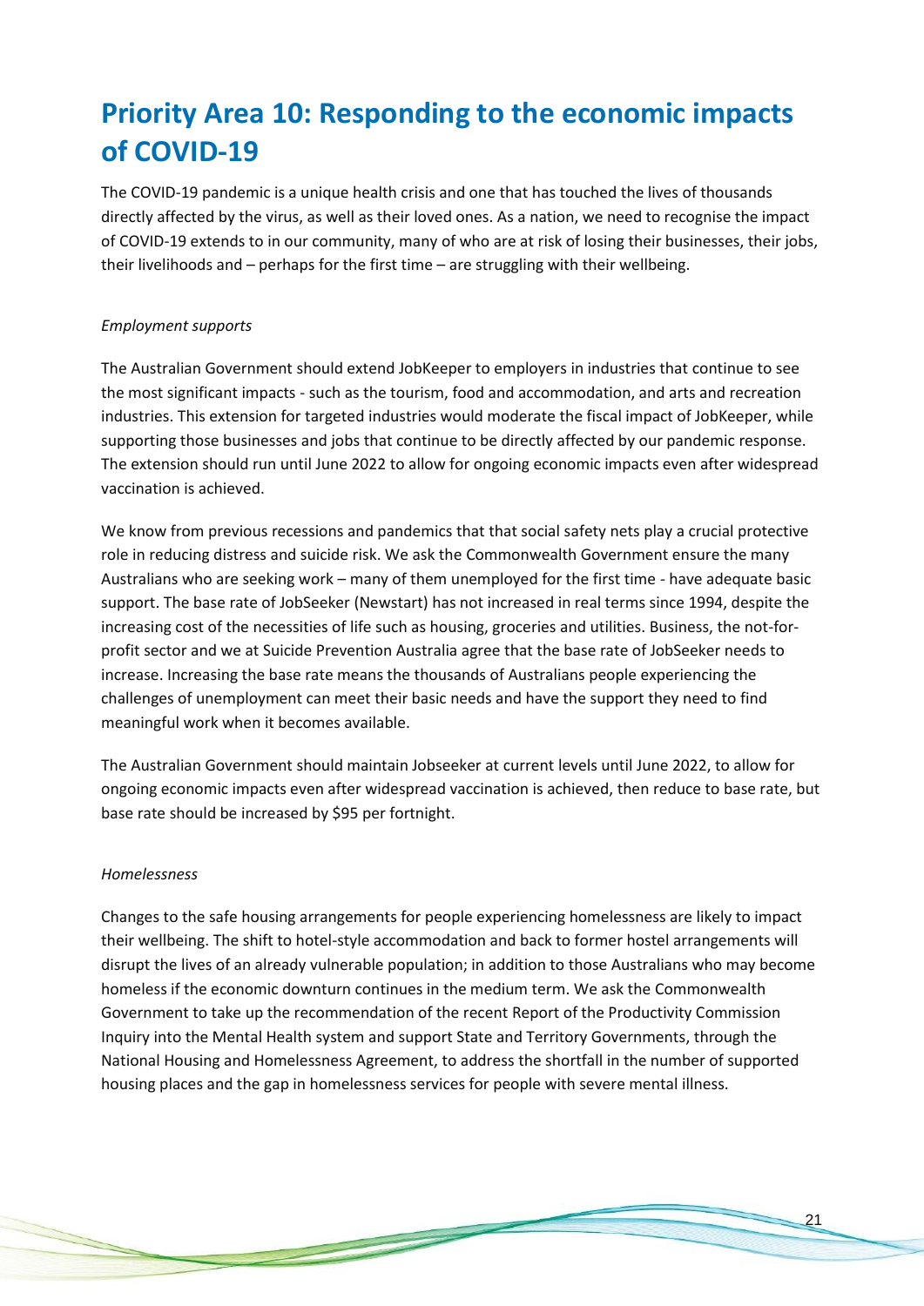# Priority Area 10: Responding to the economic impacts of COVID-19

The COVID-19 pandemic is a unique health crisis and one that has touched the lives of thousands directly affected by the virus, as well as their loved ones. As a nation, we need to recognise the impact of COVID-19 extends to in our community, many of who are at risk of losing their businesses, their jobs, their livelihoods and – perhaps for the first time – are struggling with their wellbeing.

*Employment supports*

The Australian Government should extend JobKeeper to employers in industries that continue to see the most significant impacts - such as the tourism, food and accommodation, and arts and recreation industries. This extension for targeted industries would moderate the fiscal impact of JobKeeper, while supporting those businesses and jobs that continue to be directly affected by our pandemic response. The extension should run until June 2022 to allow for ongoing economic impacts even after widespread vaccination is achieved.

We know from previous recessions and pandemics that that social safety nets play a crucial protective role in reducing distress and suicide risk. We ask the Commonwealth Government ensure the many Australians who are seeking work – many of them unemployed for the first time - have adequate basic support. The base rate of JobSeeker (Newstart) has not increased in real terms since 1994, despite the increasing cost of the necessities of life such as housing, groceries and utilities. Business, the not-for-profit sector and we at Suicide Prevention Australia agree that the base rate of JobSeeker needs to increase. Increasing the base rate means the thousands of Australians people experiencing the challenges of unemployment can meet their basic needs and have the support they need to find meaningful work when it becomes available.

The Australian Government should maintain Jobseeker at current levels until June 2022, to allow for ongoing economic impacts even after widespread vaccination is achieved, then reduce to base rate, but base rate should be increased by $95 per fortnight.

*Homelessness*

Changes to the safe housing arrangements for people experiencing homelessness are likely to impact their wellbeing. The shift to hotel-style accommodation and back to former hostel arrangements will disrupt the lives of an already vulnerable population; in addition to those Australians who may become homeless if the economic downturn continues in the medium term. We ask the Commonwealth Government to take up the recommendation of the recent Report of the Productivity Commission Inquiry into the Mental Health system and support State and Territory Governments, through the National Housing and Homelessness Agreement, to address the shortfall in the number of supported housing places and the gap in homelessness services for people with severe mental illness.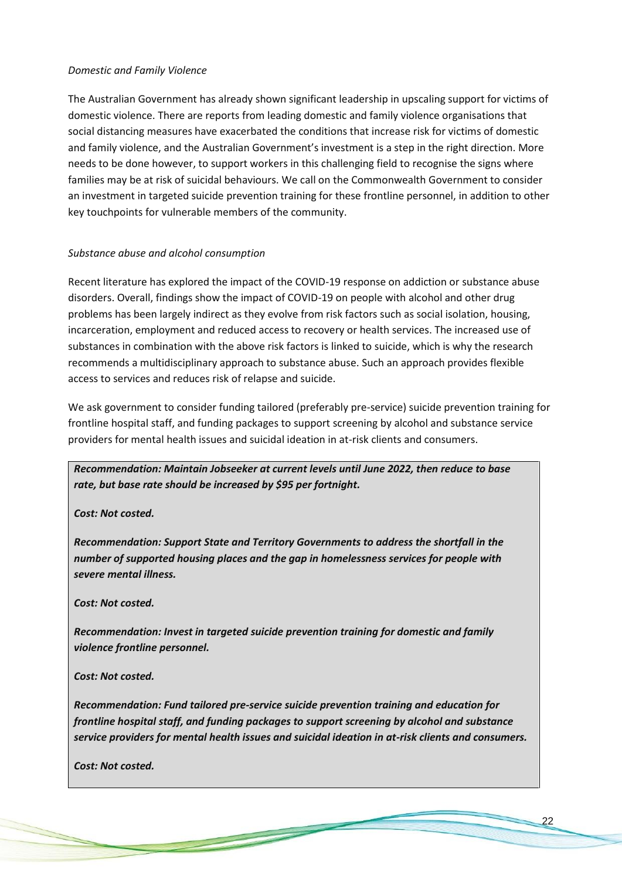*Domestic and Family Violence*

The Australian Government has already shown significant leadership in upscaling support for victims of domestic violence. There are reports from leading domestic and family violence organisations that social distancing measures have exacerbated the conditions that increase risk for victims of domestic and family violence, and the Australian Government's investment is a step in the right direction. More needs to be done however, to support workers in this challenging field to recognise the signs where families may be at risk of suicidal behaviours. We call on the Commonwealth Government to consider an investment in targeted suicide prevention training for these frontline personnel, in addition to other key touchpoints for vulnerable members of the community.

*Substance abuse and alcohol consumption*

Recent literature has explored the impact of the COVID-19 response on addiction or substance abuse disorders. Overall, findings show the impact of COVID-19 on people with alcohol and other drug problems has been largely indirect as they evolve from risk factors such as social isolation, housing, incarceration, employment and reduced access to recovery or health services. The increased use of substances in combination with the above risk factors is linked to suicide, which is why the research recommends a multidisciplinary approach to substance abuse. Such an approach provides flexible access to services and reduces risk of relapse and suicide.

We ask government to consider funding tailored (preferably pre-service) suicide prevention training for frontline hospital staff, and funding packages to support screening by alcohol and substance service providers for mental health issues and suicidal ideation in at-risk clients and consumers.

***Recommendation: Maintain Jobseeker at current levels until June 2022, then reduce to base rate, but base rate should be increased by $95 per fortnight.***

***Cost: Not costed.***

***Recommendation: Support State and Territory Governments to address the shortfall in the number of supported housing places and the gap in homelessness services for people with severe mental illness.***

***Cost: Not costed.***

***Recommendation: Invest in targeted suicide prevention training for domestic and family violence frontline personnel.***

***Cost: Not costed.***

***Recommendation: Fund tailored pre-service suicide prevention training and education for frontline hospital staff, and funding packages to support screening by alcohol and substance service providers for mental health issues and suicidal ideation in at-risk clients and consumers.***

***Cost: Not costed.***